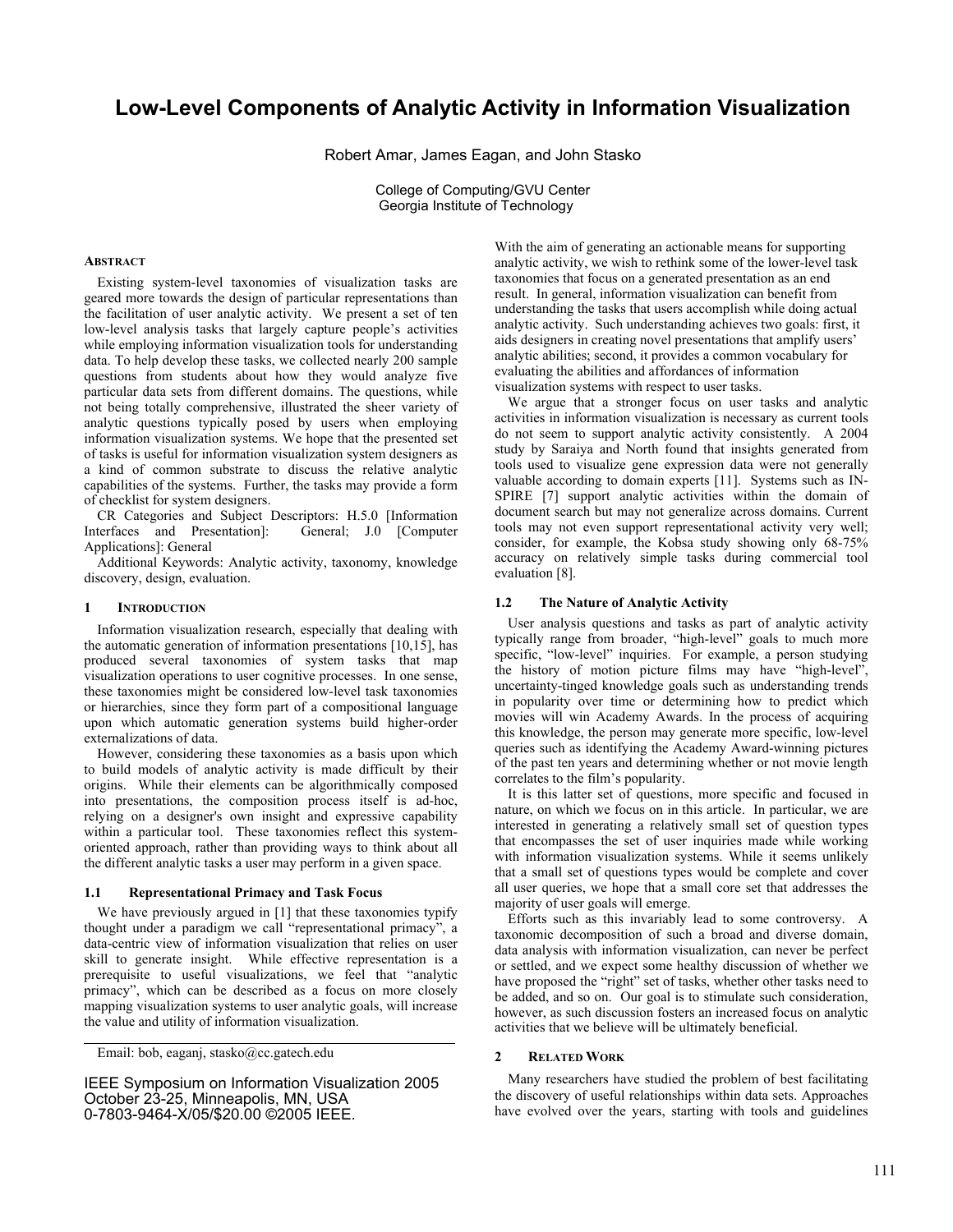# Low-Level Components of Analytic Activity in Information Visualization

Robert Amar, James Eagan, and John Stasko

College of Computing/GVU Center
Georgia Institute of Technology

### Abstract

Existing system-level taxonomies of visualization tasks are geared more towards the design of particular representations than the facilitation of user analytic activity. We present a set of ten low-level analysis tasks that largely capture people's activities while employing information visualization tools for understanding data. To help develop these tasks, we collected nearly 200 sample questions from students about how they would analyze five particular data sets from different domains. The questions, while not being totally comprehensive, illustrated the sheer variety of analytic questions typically posed by users when employing information visualization systems. We hope that the presented set of tasks is useful for information visualization system designers as a kind of common substrate to discuss the relative analytic capabilities of the systems. Further, the tasks may provide a form of checklist for system designers.

CR Categories and Subject Descriptors: H.5.0 [Information Interfaces and Presentation]: General; J.0 [Computer Applications]: General

Additional Keywords: Analytic activity, taxonomy, knowledge discovery, design, evaluation.

## 1 Introduction

Information visualization research, especially that dealing with the automatic generation of information presentations [10,15], has produced several taxonomies of system tasks that map visualization operations to user cognitive processes. In one sense, these taxonomies might be considered low-level task taxonomies or hierarchies, since they form part of a compositional language upon which automatic generation systems build higher-order externalizations of data.

However, considering these taxonomies as a basis upon which to build models of analytic activity is made difficult by their origins. While their elements can be algorithmically composed into presentations, the composition process itself is ad-hoc, relying on a designer's own insight and expressive capability within a particular tool. These taxonomies reflect this system-oriented approach, rather than providing ways to think about all the different analytic tasks a user may perform in a given space.

### 1.1 Representational Primacy and Task Focus

We have previously argued in [1] that these taxonomies typify thought under a paradigm we call "representational primacy", a data-centric view of information visualization that relies on user skill to generate insight. While effective representation is a prerequisite to useful visualizations, we feel that "analytic primacy", which can be described as a focus on more closely mapping visualization systems to user analytic goals, will increase the value and utility of information visualization.

Email: bob, eaganj, stasko@cc.gatech.edu

IEEE Symposium on Information Visualization 2005
October 23-25, Minneapolis, MN, USA
0-7803-9464-X/05/$20.00 ©2005 IEEE.

With the aim of generating an actionable means for supporting analytic activity, we wish to rethink some of the lower-level task taxonomies that focus on a generated presentation as an end result. In general, information visualization can benefit from understanding the tasks that users accomplish while doing actual analytic activity. Such understanding achieves two goals: first, it aids designers in creating novel presentations that amplify users' analytic abilities; second, it provides a common vocabulary for evaluating the abilities and affordances of information visualization systems with respect to user tasks.

We argue that a stronger focus on user tasks and analytic activities in information visualization is necessary as current tools do not seem to support analytic activity consistently. A 2004 study by Saraiya and North found that insights generated from tools used to visualize gene expression data were not generally valuable according to domain experts [11]. Systems such as IN-SPIRE [7] support analytic activities within the domain of document search but may not generalize across domains. Current tools may not even support representational activity very well; consider, for example, the Kobsa study showing only 68-75% accuracy on relatively simple tasks during commercial tool evaluation [8].

### 1.2 The Nature of Analytic Activity

User analysis questions and tasks as part of analytic activity typically range from broader, "high-level" goals to much more specific, "low-level" inquiries. For example, a person studying the history of motion picture films may have "high-level", uncertainty-tinged knowledge goals such as understanding trends in popularity over time or determining how to predict which movies will win Academy Awards. In the process of acquiring this knowledge, the person may generate more specific, low-level queries such as identifying the Academy Award-winning pictures of the past ten years and determining whether or not movie length correlates to the film's popularity.

It is this latter set of questions, more specific and focused in nature, on which we focus on in this article. In particular, we are interested in generating a relatively small set of question types that encompasses the set of user inquiries made while working with information visualization systems. While it seems unlikely that a small set of questions types would be complete and cover all user queries, we hope that a small core set that addresses the majority of user goals will emerge.

Efforts such as this invariably lead to some controversy. A taxonomic decomposition of such a broad and diverse domain, data analysis with information visualization, can never be perfect or settled, and we expect some healthy discussion of whether we have proposed the "right" set of tasks, whether other tasks need to be added, and so on. Our goal is to stimulate such consideration, however, as such discussion fosters an increased focus on analytic activities that we believe will be ultimately beneficial.

## 2 Related Work

Many researchers have studied the problem of best facilitating the discovery of useful relationships within data sets. Approaches have evolved over the years, starting with tools and guidelines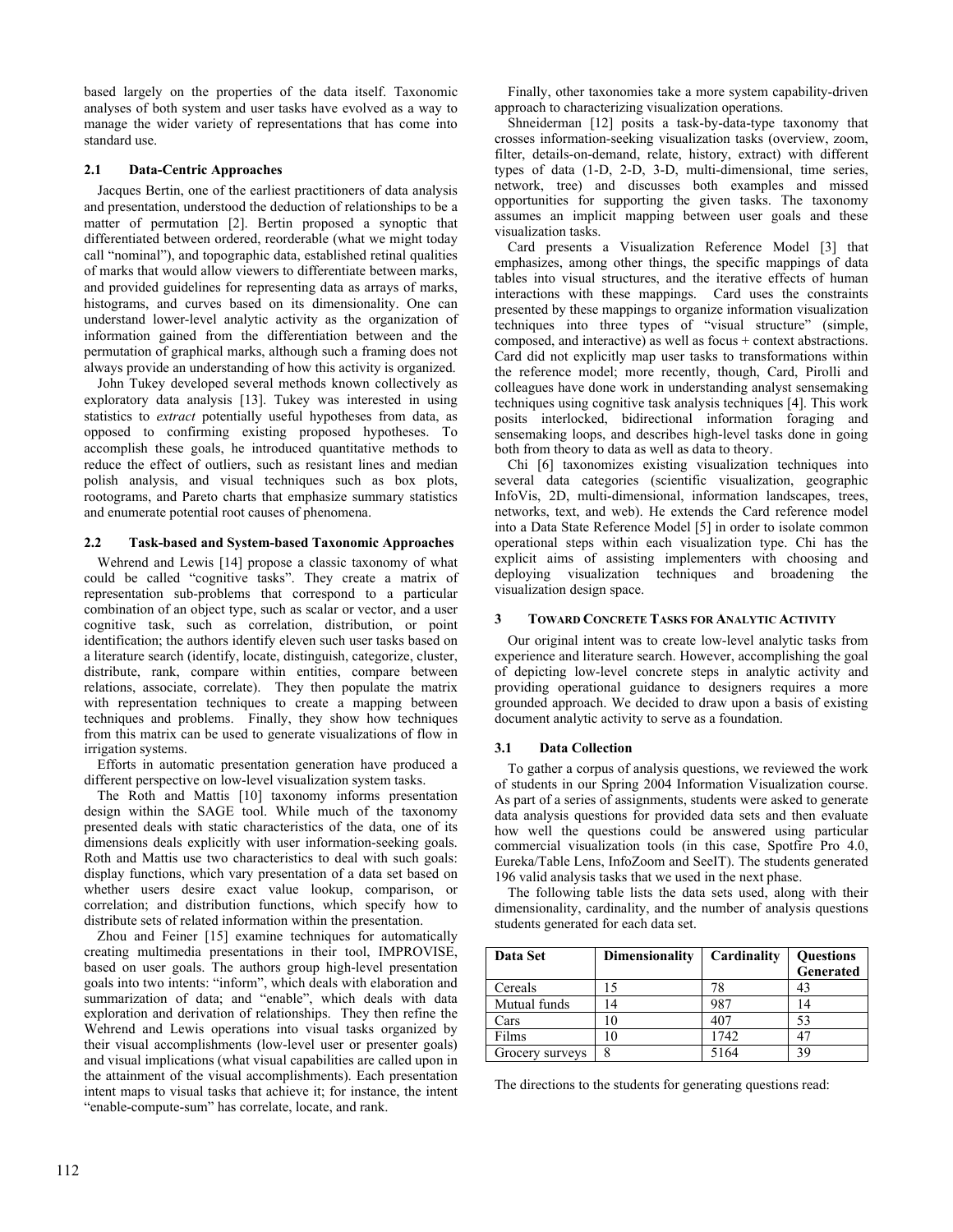based largely on the properties of the data itself. Taxonomic analyses of both system and user tasks have evolved as a way to manage the wider variety of representations that has come into standard use.

### 2.1 Data-Centric Approaches

Jacques Bertin, one of the earliest practitioners of data analysis and presentation, understood the deduction of relationships to be a matter of permutation [2]. Bertin proposed a synoptic that differentiated between ordered, reorderable (what we might today call "nominal"), and topographic data, established retinal qualities of marks that would allow viewers to differentiate between marks, and provided guidelines for representing data as arrays of marks, histograms, and curves based on its dimensionality. One can understand lower-level analytic activity as the organization of information gained from the differentiation between and the permutation of graphical marks, although such a framing does not always provide an understanding of how this activity is organized.

John Tukey developed several methods known collectively as exploratory data analysis [13]. Tukey was interested in using statistics to *extract* potentially useful hypotheses from data, as opposed to confirming existing proposed hypotheses. To accomplish these goals, he introduced quantitative methods to reduce the effect of outliers, such as resistant lines and median polish analysis, and visual techniques such as box plots, rootograms, and Pareto charts that emphasize summary statistics and enumerate potential root causes of phenomena.

### 2.2 Task-based and System-based Taxonomic Approaches

Wehrend and Lewis [14] propose a classic taxonomy of what could be called "cognitive tasks". They create a matrix of representation sub-problems that correspond to a particular combination of an object type, such as scalar or vector, and a user cognitive task, such as correlation, distribution, or point identification; the authors identify eleven such user tasks based on a literature search (identify, locate, distinguish, categorize, cluster, distribute, rank, compare within entities, compare between relations, associate, correlate). They then populate the matrix with representation techniques to create a mapping between techniques and problems. Finally, they show how techniques from this matrix can be used to generate visualizations of flow in irrigation systems.

Efforts in automatic presentation generation have produced a different perspective on low-level visualization system tasks.

The Roth and Mattis [10] taxonomy informs presentation design within the SAGE tool. While much of the taxonomy presented deals with static characteristics of the data, one of its dimensions deals explicitly with user information-seeking goals. Roth and Mattis use two characteristics to deal with such goals: display functions, which vary presentation of a data set based on whether users desire exact value lookup, comparison, or correlation; and distribution functions, which specify how to distribute sets of related information within the presentation.

Zhou and Feiner [15] examine techniques for automatically creating multimedia presentations in their tool, IMPROVISE, based on user goals. The authors group high-level presentation goals into two intents: "inform", which deals with elaboration and summarization of data; and "enable", which deals with data exploration and derivation of relationships. They then refine the Wehrend and Lewis operations into visual tasks organized by their visual accomplishments (low-level user or presenter goals) and visual implications (what visual capabilities are called upon in the attainment of the visual accomplishments). Each presentation intent maps to visual tasks that achieve it; for instance, the intent "enable-compute-sum" has correlate, locate, and rank.

Finally, other taxonomies take a more system capability-driven approach to characterizing visualization operations.

Shneiderman [12] posits a task-by-data-type taxonomy that crosses information-seeking visualization tasks (overview, zoom, filter, details-on-demand, relate, history, extract) with different types of data (1-D, 2-D, 3-D, multi-dimensional, time series, network, tree) and discusses both examples and missed opportunities for supporting the given tasks. The taxonomy assumes an implicit mapping between user goals and these visualization tasks.

Card presents a Visualization Reference Model [3] that emphasizes, among other things, the specific mappings of data tables into visual structures, and the iterative effects of human interactions with these mappings. Card uses the constraints presented by these mappings to organize information visualization techniques into three types of "visual structure" (simple, composed, and interactive) as well as focus + context abstractions. Card did not explicitly map user tasks to transformations within the reference model; more recently, though, Card, Pirolli and colleagues have done work in understanding analyst sensemaking techniques using cognitive task analysis techniques [4]. This work posits interlocked, bidirectional information foraging and sensemaking loops, and describes high-level tasks done in going both from theory to data as well as data to theory.

Chi [6] taxonomizes existing visualization techniques into several data categories (scientific visualization, geographic InfoVis, 2D, multi-dimensional, information landscapes, trees, networks, text, and web). He extends the Card reference model into a Data State Reference Model [5] in order to isolate common operational steps within each visualization type. Chi has the explicit aims of assisting implementers with choosing and deploying visualization techniques and broadening the visualization design space.

## 3 Toward Concrete Tasks for Analytic Activity

Our original intent was to create low-level analytic tasks from experience and literature search. However, accomplishing the goal of depicting low-level concrete steps in analytic activity and providing operational guidance to designers requires a more grounded approach. We decided to draw upon a basis of existing document analytic activity to serve as a foundation.

### 3.1 Data Collection

To gather a corpus of analysis questions, we reviewed the work of students in our Spring 2004 Information Visualization course. As part of a series of assignments, students were asked to generate data analysis questions for provided data sets and then evaluate how well the questions could be answered using particular commercial visualization tools (in this case, Spotfire Pro 4.0, Eureka/Table Lens, InfoZoom and SeeIT). The students generated 196 valid analysis tasks that we used in the next phase.

The following table lists the data sets used, along with their dimensionality, cardinality, and the number of analysis questions students generated for each data set.

| Data Set | Dimensionality | Cardinality | Questions Generated |
|---|---|---|---|
| Cereals | 15 | 78 | 43 |
| Mutual funds | 14 | 987 | 14 |
| Cars | 10 | 407 | 53 |
| Films | 10 | 1742 | 47 |
| Grocery surveys | 8 | 5164 | 39 |

The directions to the students for generating questions read: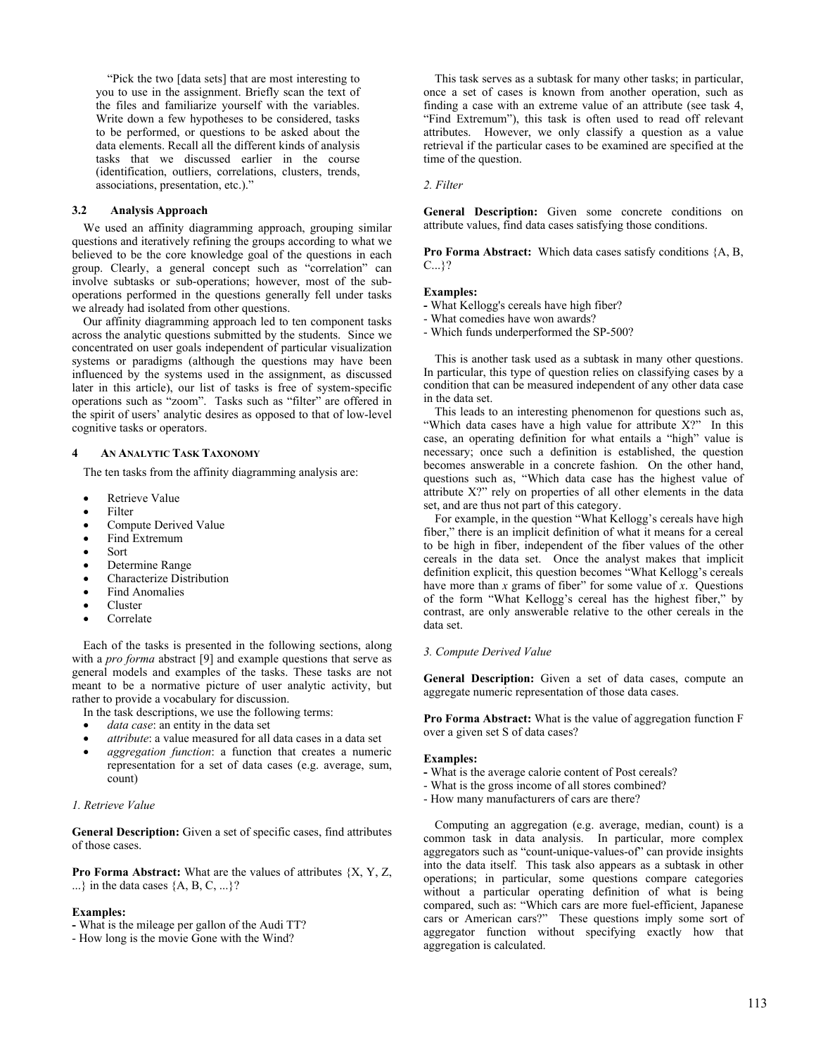"Pick the two [data sets] that are most interesting to you to use in the assignment. Briefly scan the text of the files and familiarize yourself with the variables. Write down a few hypotheses to be considered, tasks to be performed, or questions to be asked about the data elements. Recall all the different kinds of analysis tasks that we discussed earlier in the course (identification, outliers, correlations, clusters, trends, associations, presentation, etc.)."

### 3.2 Analysis Approach

We used an affinity diagramming approach, grouping similar questions and iteratively refining the groups according to what we believed to be the core knowledge goal of the questions in each group. Clearly, a general concept such as "correlation" can involve subtasks or sub-operations; however, most of the sub-operations performed in the questions generally fell under tasks we already had isolated from other questions.

Our affinity diagramming approach led to ten component tasks across the analytic questions submitted by the students. Since we concentrated on user goals independent of particular visualization systems or paradigms (although the questions may have been influenced by the systems used in the assignment, as discussed later in this article), our list of tasks is free of system-specific operations such as "zoom". Tasks such as "filter" are offered in the spirit of users' analytic desires as opposed to that of low-level cognitive tasks or operators.

## 4 An Analytic Task Taxonomy

The ten tasks from the affinity diagramming analysis are:

- Retrieve Value
- Filter
- Compute Derived Value
- Find Extremum
- Sort
- Determine Range
- Characterize Distribution
- Find Anomalies
- Cluster
- Correlate

Each of the tasks is presented in the following sections, along with a *pro forma* abstract [9] and example questions that serve as general models and examples of the tasks. These tasks are not meant to be a normative picture of user analytic activity, but rather to provide a vocabulary for discussion.

In the task descriptions, we use the following terms:

- *data case*: an entity in the data set
- *attribute*: a value measured for all data cases in a data set
- *aggregation function*: a function that creates a numeric representation for a set of data cases (e.g. average, sum, count)

*1. Retrieve Value*

**General Description:** Given a set of specific cases, find attributes of those cases.

**Pro Forma Abstract:** What are the values of attributes {X, Y, Z, ...} in the data cases {A, B, C, ...}?

**Examples:**
- What is the mileage per gallon of the Audi TT?
- How long is the movie Gone with the Wind?

This task serves as a subtask for many other tasks; in particular, once a set of cases is known from another operation, such as finding a case with an extreme value of an attribute (see task 4, "Find Extremum"), this task is often used to read off relevant attributes. However, we only classify a question as a value retrieval if the particular cases to be examined are specified at the time of the question.

*2. Filter*

**General Description:** Given some concrete conditions on attribute values, find data cases satisfying those conditions.

**Pro Forma Abstract:** Which data cases satisfy conditions {A, B, C...}?

**Examples:**
- What Kellogg's cereals have high fiber?
- What comedies have won awards?
- Which funds underperformed the SP-500?

This is another task used as a subtask in many other questions. In particular, this type of question relies on classifying cases by a condition that can be measured independent of any other data case in the data set.

This leads to an interesting phenomenon for questions such as, "Which data cases have a high value for attribute X?" In this case, an operating definition for what entails a "high" value is necessary; once such a definition is established, the question becomes answerable in a concrete fashion. On the other hand, questions such as, "Which data case has the highest value of attribute X?" rely on properties of all other elements in the data set, and are thus not part of this category.

For example, in the question "What Kellogg's cereals have high fiber," there is an implicit definition of what it means for a cereal to be high in fiber, independent of the fiber values of the other cereals in the data set. Once the analyst makes that implicit definition explicit, this question becomes "What Kellogg's cereals have more than *x* grams of fiber" for some value of *x*. Questions of the form "What Kellogg's cereal has the highest fiber," by contrast, are only answerable relative to the other cereals in the data set.

*3. Compute Derived Value*

**General Description:** Given a set of data cases, compute an aggregate numeric representation of those data cases.

**Pro Forma Abstract:** What is the value of aggregation function F over a given set S of data cases?

**Examples:**
- What is the average calorie content of Post cereals?
- What is the gross income of all stores combined?
- How many manufacturers of cars are there?

Computing an aggregation (e.g. average, median, count) is a common task in data analysis. In particular, more complex aggregators such as "count-unique-values-of" can provide insights into the data itself. This task also appears as a subtask in other operations; in particular, some questions compare categories without a particular operating definition of what is being compared, such as: "Which cars are more fuel-efficient, Japanese cars or American cars?" These questions imply some sort of aggregator function without specifying exactly how that aggregation is calculated.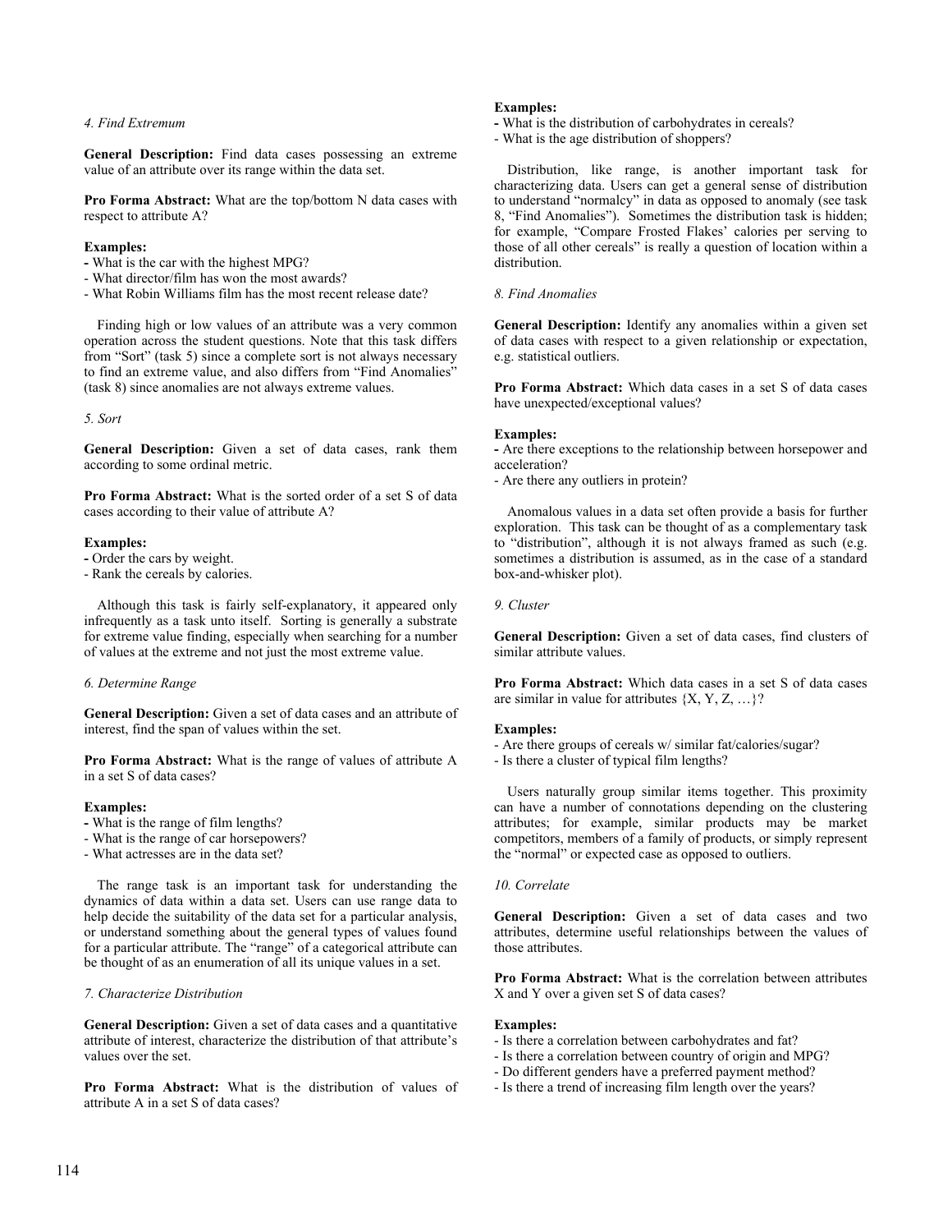*4. Find Extremum*

**General Description:** Find data cases possessing an extreme value of an attribute over its range within the data set.

**Pro Forma Abstract:** What are the top/bottom N data cases with respect to attribute A?

**Examples:**
- What is the car with the highest MPG?
- What director/film has won the most awards?
- What Robin Williams film has the most recent release date?

Finding high or low values of an attribute was a very common operation across the student questions. Note that this task differs from "Sort" (task 5) since a complete sort is not always necessary to find an extreme value, and also differs from "Find Anomalies" (task 8) since anomalies are not always extreme values.

*5. Sort*

**General Description:** Given a set of data cases, rank them according to some ordinal metric.

**Pro Forma Abstract:** What is the sorted order of a set S of data cases according to their value of attribute A?

**Examples:**
- Order the cars by weight.
- Rank the cereals by calories.

Although this task is fairly self-explanatory, it appeared only infrequently as a task unto itself. Sorting is generally a substrate for extreme value finding, especially when searching for a number of values at the extreme and not just the most extreme value.

*6. Determine Range*

**General Description:** Given a set of data cases and an attribute of interest, find the span of values within the set.

**Pro Forma Abstract:** What is the range of values of attribute A in a set S of data cases?

**Examples:**
- What is the range of film lengths?
- What is the range of car horsepowers?
- What actresses are in the data set?

The range task is an important task for understanding the dynamics of data within a data set. Users can use range data to help decide the suitability of the data set for a particular analysis, or understand something about the general types of values found for a particular attribute. The "range" of a categorical attribute can be thought of as an enumeration of all its unique values in a set.

*7. Characterize Distribution*

**General Description:** Given a set of data cases and a quantitative attribute of interest, characterize the distribution of that attribute's values over the set.

**Pro Forma Abstract:** What is the distribution of values of attribute A in a set S of data cases?

**Examples:**
- What is the distribution of carbohydrates in cereals?
- What is the age distribution of shoppers?

Distribution, like range, is another important task for characterizing data. Users can get a general sense of distribution to understand "normalcy" in data as opposed to anomaly (see task 8, "Find Anomalies"). Sometimes the distribution task is hidden; for example, "Compare Frosted Flakes' calories per serving to those of all other cereals" is really a question of location within a distribution.

*8. Find Anomalies*

**General Description:** Identify any anomalies within a given set of data cases with respect to a given relationship or expectation, e.g. statistical outliers.

**Pro Forma Abstract:** Which data cases in a set S of data cases have unexpected/exceptional values?

**Examples:**
- Are there exceptions to the relationship between horsepower and acceleration?
- Are there any outliers in protein?

Anomalous values in a data set often provide a basis for further exploration. This task can be thought of as a complementary task to "distribution", although it is not always framed as such (e.g. sometimes a distribution is assumed, as in the case of a standard box-and-whisker plot).

*9. Cluster*

**General Description:** Given a set of data cases, find clusters of similar attribute values.

**Pro Forma Abstract:** Which data cases in a set S of data cases are similar in value for attributes {X, Y, Z, …}?

**Examples:**
- Are there groups of cereals w/ similar fat/calories/sugar?
- Is there a cluster of typical film lengths?

Users naturally group similar items together. This proximity can have a number of connotations depending on the clustering attributes; for example, similar products may be market competitors, members of a family of products, or simply represent the "normal" or expected case as opposed to outliers.

*10. Correlate*

**General Description:** Given a set of data cases and two attributes, determine useful relationships between the values of those attributes.

**Pro Forma Abstract:** What is the correlation between attributes X and Y over a given set S of data cases?

**Examples:**
- Is there a correlation between carbohydrates and fat?
- Is there a correlation between country of origin and MPG?
- Do different genders have a preferred payment method?
- Is there a trend of increasing film length over the years?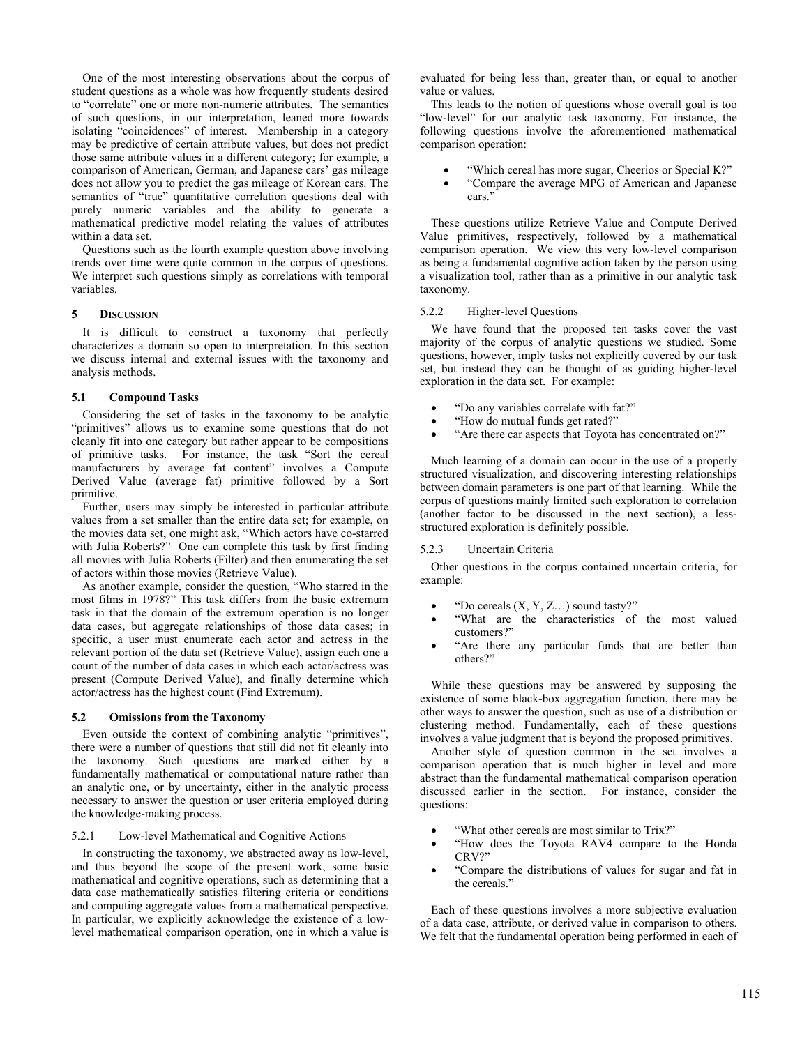One of the most interesting observations about the corpus of student questions as a whole was how frequently students desired to "correlate" one or more non-numeric attributes. The semantics of such questions, in our interpretation, leaned more towards isolating "coincidences" of interest. Membership in a category may be predictive of certain attribute values, but does not predict those same attribute values in a different category; for example, a comparison of American, German, and Japanese cars' gas mileage does not allow you to predict the gas mileage of Korean cars. The semantics of "true" quantitative correlation questions deal with purely numeric variables and the ability to generate a mathematical predictive model relating the values of attributes within a data set.

Questions such as the fourth example question above involving trends over time were quite common in the corpus of questions. We interpret such questions simply as correlations with temporal variables.

## 5 Discussion

It is difficult to construct a taxonomy that perfectly characterizes a domain so open to interpretation. In this section we discuss internal and external issues with the taxonomy and analysis methods.

### 5.1 Compound Tasks

Considering the set of tasks in the taxonomy to be analytic "primitives" allows us to examine some questions that do not cleanly fit into one category but rather appear to be compositions of primitive tasks. For instance, the task "Sort the cereal manufacturers by average fat content" involves a Compute Derived Value (average fat) primitive followed by a Sort primitive.

Further, users may simply be interested in particular attribute values from a set smaller than the entire data set; for example, on the movies data set, one might ask, "Which actors have co-starred with Julia Roberts?" One can complete this task by first finding all movies with Julia Roberts (Filter) and then enumerating the set of actors within those movies (Retrieve Value).

As another example, consider the question, "Who starred in the most films in 1978?" This task differs from the basic extremum task in that the domain of the extremum operation is no longer data cases, but aggregate relationships of those data cases; in specific, a user must enumerate each actor and actress in the relevant portion of the data set (Retrieve Value), assign each one a count of the number of data cases in which each actor/actress was present (Compute Derived Value), and finally determine which actor/actress has the highest count (Find Extremum).

### 5.2 Omissions from the Taxonomy

Even outside the context of combining analytic "primitives", there were a number of questions that still did not fit cleanly into the taxonomy. Such questions are marked either by a fundamentally mathematical or computational nature rather than an analytic one, or by uncertainty, either in the analytic process necessary to answer the question or user criteria employed during the knowledge-making process.

#### 5.2.1 Low-level Mathematical and Cognitive Actions

In constructing the taxonomy, we abstracted away as low-level, and thus beyond the scope of the present work, some basic mathematical and cognitive operations, such as determining that a data case mathematically satisfies filtering criteria or conditions and computing aggregate values from a mathematical perspective. In particular, we explicitly acknowledge the existence of a low-level mathematical comparison operation, one in which a value is evaluated for being less than, greater than, or equal to another value or values.

This leads to the notion of questions whose overall goal is too "low-level" for our analytic task taxonomy. For instance, the following questions involve the aforementioned mathematical comparison operation:

- "Which cereal has more sugar, Cheerios or Special K?"
- "Compare the average MPG of American and Japanese cars."

These questions utilize Retrieve Value and Compute Derived Value primitives, respectively, followed by a mathematical comparison operation. We view this very low-level comparison as being a fundamental cognitive action taken by the person using a visualization tool, rather than as a primitive in our analytic task taxonomy.

#### 5.2.2 Higher-level Questions

We have found that the proposed ten tasks cover the vast majority of the corpus of analytic questions we studied. Some questions, however, imply tasks not explicitly covered by our task set, but instead they can be thought of as guiding higher-level exploration in the data set. For example:

- "Do any variables correlate with fat?"
- "How do mutual funds get rated?"
- "Are there car aspects that Toyota has concentrated on?"

Much learning of a domain can occur in the use of a properly structured visualization, and discovering interesting relationships between domain parameters is one part of that learning. While the corpus of questions mainly limited such exploration to correlation (another factor to be discussed in the next section), a less-structured exploration is definitely possible.

#### 5.2.3 Uncertain Criteria

Other questions in the corpus contained uncertain criteria, for example:

- "Do cereals (X, Y, Z…) sound tasty?"
- "What are the characteristics of the most valued customers?"
- "Are there any particular funds that are better than others?"

While these questions may be answered by supposing the existence of some black-box aggregation function, there may be other ways to answer the question, such as use of a distribution or clustering method. Fundamentally, each of these questions involves a value judgment that is beyond the proposed primitives.

Another style of question common in the set involves a comparison operation that is much higher in level and more abstract than the fundamental mathematical comparison operation discussed earlier in the section. For instance, consider the questions:

- "What other cereals are most similar to Trix?"
- "How does the Toyota RAV4 compare to the Honda CRV?"
- "Compare the distributions of values for sugar and fat in the cereals."

Each of these questions involves a more subjective evaluation of a data case, attribute, or derived value in comparison to others. We felt that the fundamental operation being performed in each of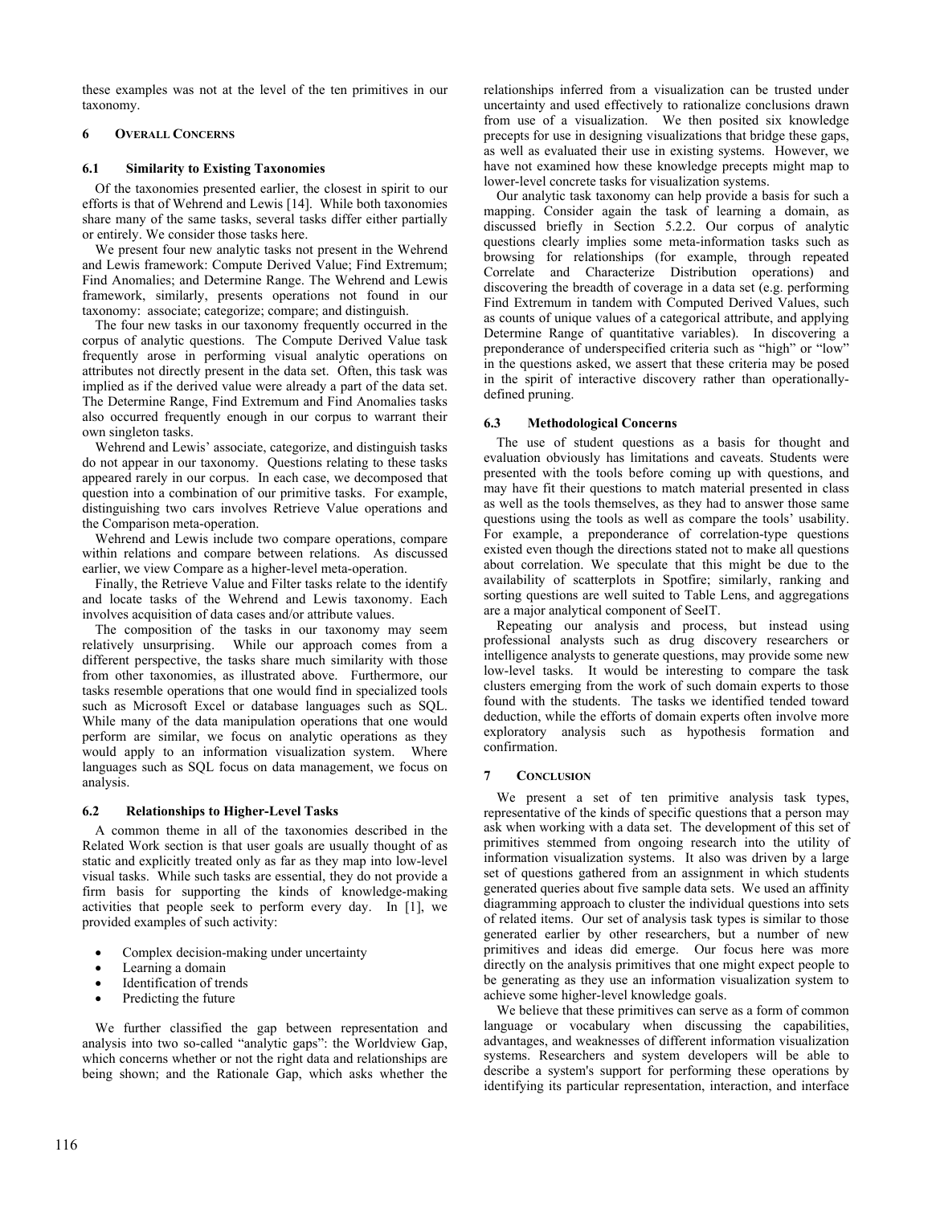these examples was not at the level of the ten primitives in our taxonomy.

## 6 Overall Concerns

### 6.1 Similarity to Existing Taxonomies

Of the taxonomies presented earlier, the closest in spirit to our efforts is that of Wehrend and Lewis [14]. While both taxonomies share many of the same tasks, several tasks differ either partially or entirely. We consider those tasks here.

We present four new analytic tasks not present in the Wehrend and Lewis framework: Compute Derived Value; Find Extremum; Find Anomalies; and Determine Range. The Wehrend and Lewis framework, similarly, presents operations not found in our taxonomy: associate; categorize; compare; and distinguish.

The four new tasks in our taxonomy frequently occurred in the corpus of analytic questions. The Compute Derived Value task frequently arose in performing visual analytic operations on attributes not directly present in the data set. Often, this task was implied as if the derived value were already a part of the data set. The Determine Range, Find Extremum and Find Anomalies tasks also occurred frequently enough in our corpus to warrant their own singleton tasks.

Wehrend and Lewis' associate, categorize, and distinguish tasks do not appear in our taxonomy. Questions relating to these tasks appeared rarely in our corpus. In each case, we decomposed that question into a combination of our primitive tasks. For example, distinguishing two cars involves Retrieve Value operations and the Comparison meta-operation.

Wehrend and Lewis include two compare operations, compare within relations and compare between relations. As discussed earlier, we view Compare as a higher-level meta-operation.

Finally, the Retrieve Value and Filter tasks relate to the identify and locate tasks of the Wehrend and Lewis taxonomy. Each involves acquisition of data cases and/or attribute values.

The composition of the tasks in our taxonomy may seem relatively unsurprising. While our approach comes from a different perspective, the tasks share much similarity with those from other taxonomies, as illustrated above. Furthermore, our tasks resemble operations that one would find in specialized tools such as Microsoft Excel or database languages such as SQL. While many of the data manipulation operations that one would perform are similar, we focus on analytic operations as they would apply to an information visualization system. Where languages such as SQL focus on data management, we focus on analysis.

### 6.2 Relationships to Higher-Level Tasks

A common theme in all of the taxonomies described in the Related Work section is that user goals are usually thought of as static and explicitly treated only as far as they map into low-level visual tasks. While such tasks are essential, they do not provide a firm basis for supporting the kinds of knowledge-making activities that people seek to perform every day. In [1], we provided examples of such activity:

- Complex decision-making under uncertainty
- Learning a domain
- Identification of trends
- Predicting the future

We further classified the gap between representation and analysis into two so-called "analytic gaps": the Worldview Gap, which concerns whether or not the right data and relationships are being shown; and the Rationale Gap, which asks whether the relationships inferred from a visualization can be trusted under uncertainty and used effectively to rationalize conclusions drawn from use of a visualization. We then posited six knowledge precepts for use in designing visualizations that bridge these gaps, as well as evaluated their use in existing systems. However, we have not examined how these knowledge precepts might map to lower-level concrete tasks for visualization systems.

Our analytic task taxonomy can help provide a basis for such a mapping. Consider again the task of learning a domain, as discussed briefly in Section 5.2.2. Our corpus of analytic questions clearly implies some meta-information tasks such as browsing for relationships (for example, through repeated Correlate and Characterize Distribution operations) and discovering the breadth of coverage in a data set (e.g. performing Find Extremum in tandem with Computed Derived Values, such as counts of unique values of a categorical attribute, and applying Determine Range of quantitative variables). In discovering a preponderance of underspecified criteria such as "high" or "low" in the questions asked, we assert that these criteria may be posed in the spirit of interactive discovery rather than operationally-defined pruning.

### 6.3 Methodological Concerns

The use of student questions as a basis for thought and evaluation obviously has limitations and caveats. Students were presented with the tools before coming up with questions, and may have fit their questions to match material presented in class as well as the tools themselves, as they had to answer those same questions using the tools as well as compare the tools' usability. For example, a preponderance of correlation-type questions existed even though the directions stated not to make all questions about correlation. We speculate that this might be due to the availability of scatterplots in Spotfire; similarly, ranking and sorting questions are well suited to Table Lens, and aggregations are a major analytical component of SeeIT.

Repeating our analysis and process, but instead using professional analysts such as drug discovery researchers or intelligence analysts to generate questions, may provide some new low-level tasks. It would be interesting to compare the task clusters emerging from the work of such domain experts to those found with the students. The tasks we identified tended toward deduction, while the efforts of domain experts often involve more exploratory analysis such as hypothesis formation and confirmation.

## 7 Conclusion

We present a set of ten primitive analysis task types, representative of the kinds of specific questions that a person may ask when working with a data set. The development of this set of primitives stemmed from ongoing research into the utility of information visualization systems. It also was driven by a large set of questions gathered from an assignment in which students generated queries about five sample data sets. We used an affinity diagramming approach to cluster the individual questions into sets of related items. Our set of analysis task types is similar to those generated earlier by other researchers, but a number of new primitives and ideas did emerge. Our focus here was more directly on the analysis primitives that one might expect people to be generating as they use an information visualization system to achieve some higher-level knowledge goals.

We believe that these primitives can serve as a form of common language or vocabulary when discussing the capabilities, advantages, and weaknesses of different information visualization systems. Researchers and system developers will be able to describe a system's support for performing these operations by identifying its particular representation, interaction, and interface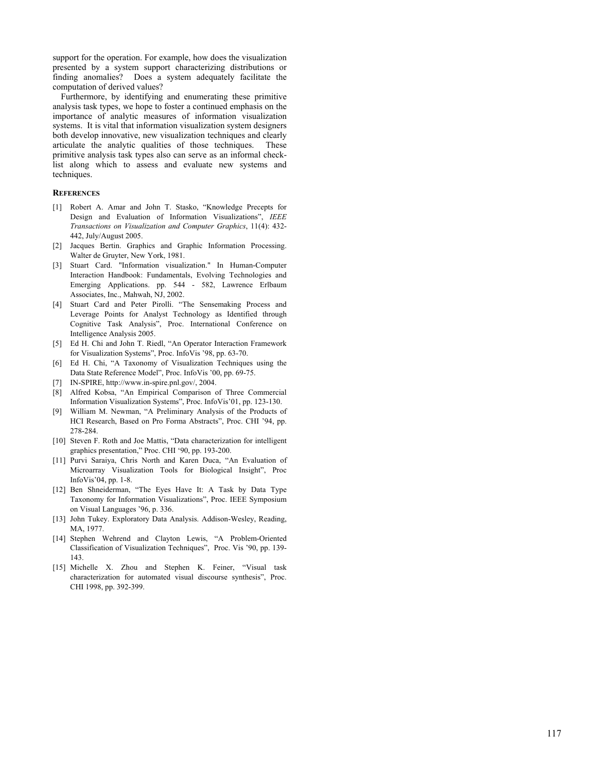support for the operation. For example, how does the visualization presented by a system support characterizing distributions or finding anomalies? Does a system adequately facilitate the computation of derived values?

Furthermore, by identifying and enumerating these primitive analysis task types, we hope to foster a continued emphasis on the importance of analytic measures of information visualization systems. It is vital that information visualization system designers both develop innovative, new visualization techniques and clearly articulate the analytic qualities of those techniques. These primitive analysis task types also can serve as an informal check-list along which to assess and evaluate new systems and techniques.

## REFERENCES

[1] Robert A. Amar and John T. Stasko, "Knowledge Precepts for Design and Evaluation of Information Visualizations", *IEEE Transactions on Visualization and Computer Graphics*, 11(4): 432-442, July/August 2005.

[2] Jacques Bertin. Graphics and Graphic Information Processing. Walter de Gruyter, New York, 1981.

[3] Stuart Card. "Information visualization." In Human-Computer Interaction Handbook: Fundamentals, Evolving Technologies and Emerging Applications. pp. 544 - 582, Lawrence Erlbaum Associates, Inc., Mahwah, NJ, 2002.

[4] Stuart Card and Peter Pirolli. "The Sensemaking Process and Leverage Points for Analyst Technology as Identified through Cognitive Task Analysis", Proc. International Conference on Intelligence Analysis 2005.

[5] Ed H. Chi and John T. Riedl, "An Operator Interaction Framework for Visualization Systems", Proc. InfoVis '98, pp. 63-70.

[6] Ed H. Chi, "A Taxonomy of Visualization Techniques using the Data State Reference Model", Proc. InfoVis '00, pp. 69-75.

[7] IN-SPIRE, http://www.in-spire.pnl.gov/, 2004.

[8] Alfred Kobsa, "An Empirical Comparison of Three Commercial Information Visualization Systems", Proc. InfoVis'01, pp. 123-130.

[9] William M. Newman, "A Preliminary Analysis of the Products of HCI Research, Based on Pro Forma Abstracts", Proc. CHI '94, pp. 278-284.

[10] Steven F. Roth and Joe Mattis, "Data characterization for intelligent graphics presentation," Proc. CHI '90, pp. 193-200.

[11] Purvi Saraiya, Chris North and Karen Duca, "An Evaluation of Microarray Visualization Tools for Biological Insight", Proc InfoVis'04, pp. 1-8.

[12] Ben Shneiderman, "The Eyes Have It: A Task by Data Type Taxonomy for Information Visualizations", Proc. IEEE Symposium on Visual Languages '96, p. 336.

[13] John Tukey. Exploratory Data Analysis. Addison-Wesley, Reading, MA, 1977.

[14] Stephen Wehrend and Clayton Lewis, "A Problem-Oriented Classification of Visualization Techniques", Proc. Vis '90, pp. 139-143.

[15] Michelle X. Zhou and Stephen K. Feiner, "Visual task characterization for automated visual discourse synthesis", Proc. CHI 1998, pp. 392-399.